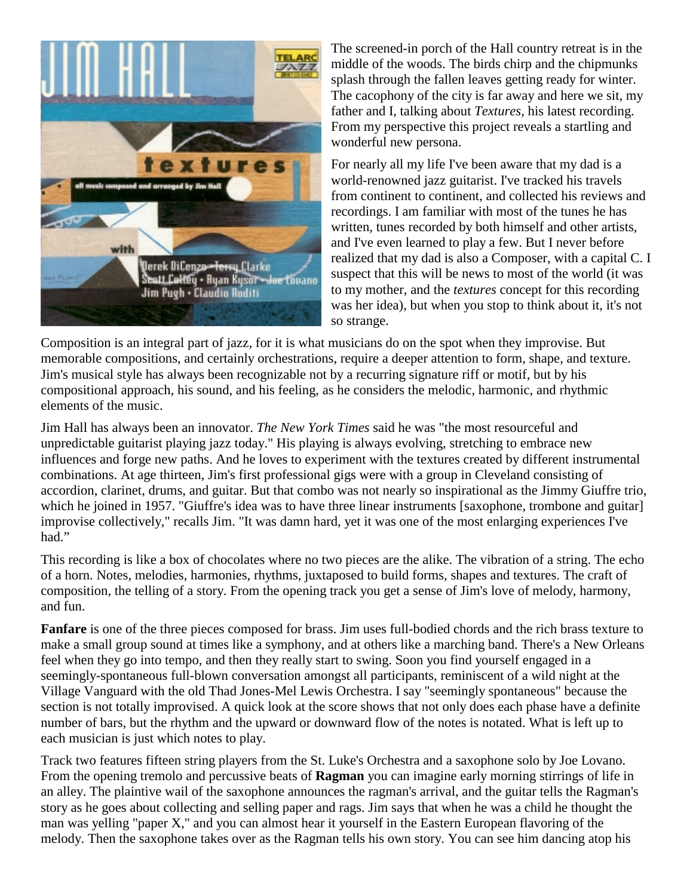The screened-in porch of the Hall country retreat is in the middle of the woods. The birds chirp and the chipmunks splash through the fallen leaves getting ready for winter. The cacophony of the city is far away and here we sit, my father and I, talking about *Textures*, his latest recording. From my perspective this project reveals a startling and wonderful new persona.

For nearly all my life I've been aware that my dad is a world-renowned jazz guitarist. I've tracked his travels from continent to continent, and collected his reviews and recordings. I am familiar with most of the tunes he has written, tunes recorded by both himself and other artists, and I've even learned to play a few. But I never before realized that my dad is also a Composer, with a capital C. I suspect that this will be news to most of the world (it was to my mother, and the *textures* concept for this recording was her idea), but when you stop to think about it, it's not so strange.

Composition is an integral part of jazz, for it is what musicians do on the spot when they improvise. But memorable compositions, and certainly orchestrations, require a deeper attention to form, shape, and texture. Jim's musical style has always been recognizable not by a recurring signature riff or motif, but by his compositional approach, his sound, and his feeling, as he considers the melodic, harmonic, and rhythmic elements of the music.

Jim Hall has always been an innovator. *The New York Times* said he was "the most resourceful and unpredictable guitarist playing jazz today." His playing is always evolving, stretching to embrace new influences and forge new paths. And he loves to experiment with the textures created by different instrumental combinations. At age thirteen, Jim's first professional gigs were with a group in Cleveland consisting of accordion, clarinet, drums, and guitar. But that combo was not nearly so inspirational as the Jimmy Giuffre trio, which he joined in 1957. "Giuffre's idea was to have three linear instruments [saxophone, trombone and guitar] improvise collectively," recalls Jim. "It was damn hard, yet it was one of the most enlarging experiences I've had."

This recording is like a box of chocolates where no two pieces are the alike. The vibration of a string. The echo of a horn. Notes, melodies, harmonies, rhythms, juxtaposed to build forms, shapes and textures. The craft of composition, the telling of a story. From the opening track you get a sense of Jim's love of melody, harmony, and fun.

**Fanfare** is one of the three pieces composed for brass. Jim uses full-bodied chords and the rich brass texture to make a small group sound at times like a symphony, and at others like a marching band. There's a New Orleans feel when they go into tempo, and then they really start to swing. Soon you find yourself engaged in a seemingly-spontaneous full-blown conversation amongst all participants, reminiscent of a wild night at the Village Vanguard with the old Thad Jones-Mel Lewis Orchestra. I say "seemingly spontaneous" because the section is not totally improvised. A quick look at the score shows that not only does each phase have a definite number of bars, but the rhythm and the upward or downward flow of the notes is notated. What is left up to each musician is just which notes to play.

Track two features fifteen string players from the St. Luke's Orchestra and a saxophone solo by Joe Lovano. From the opening tremolo and percussive beats of **Ragman** you can imagine early morning stirrings of life in an alley. The plaintive wail of the saxophone announces the ragman's arrival, and the guitar tells the Ragman's story as he goes about collecting and selling paper and rags. Jim says that when he was a child he thought the man was yelling "paper X," and you can almost hear it yourself in the Eastern European flavoring of the melody. Then the saxophone takes over as the Ragman tells his own story. You can see him dancing atop his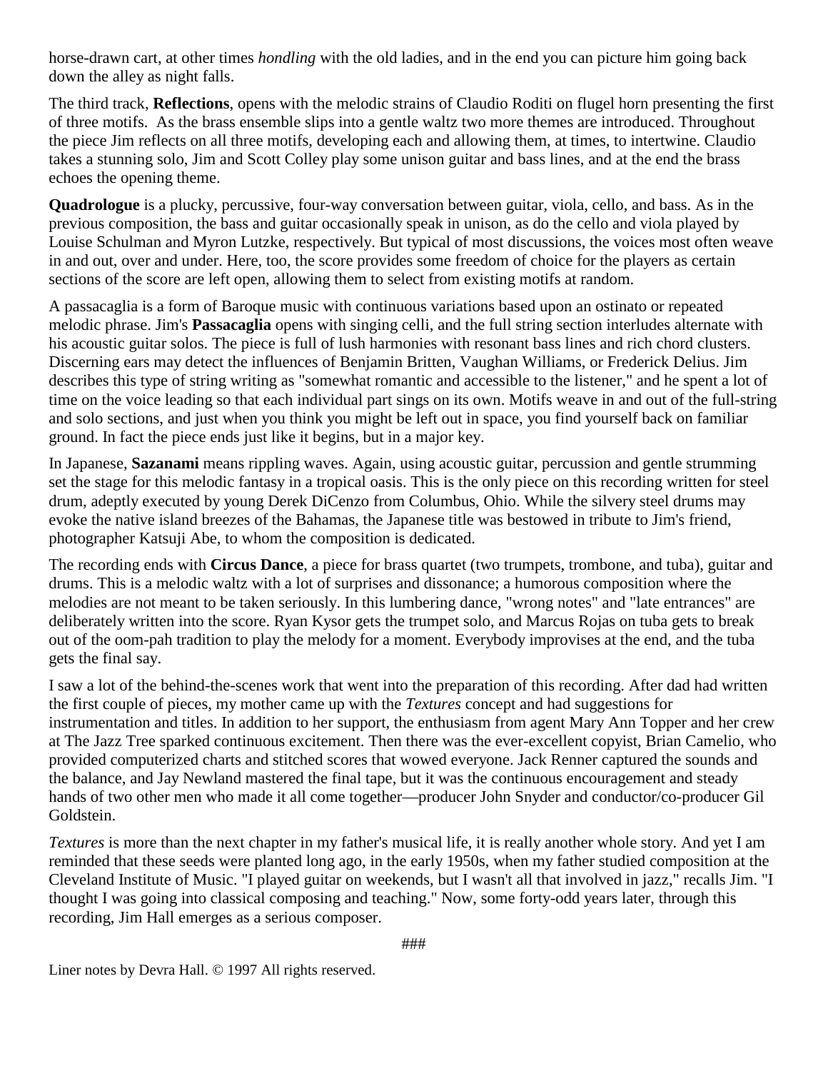horse-drawn cart, at other times *hondling* with the old ladies, and in the end you can picture him going back down the alley as night falls.

The third track, **Reflections**, opens with the melodic strains of Claudio Roditi on flugel horn presenting the first of three motifs. As the brass ensemble slips into a gentle waltz two more themes are introduced. Throughout the piece Jim reflects on all three motifs, developing each and allowing them, at times, to intertwine. Claudio takes a stunning solo, Jim and Scott Colley play some unison guitar and bass lines, and at the end the brass echoes the opening theme.

**Quadrologue** is a plucky, percussive, four-way conversation between guitar, viola, cello, and bass. As in the previous composition, the bass and guitar occasionally speak in unison, as do the cello and viola played by Louise Schulman and Myron Lutzke, respectively. But typical of most discussions, the voices most often weave in and out, over and under. Here, too, the score provides some freedom of choice for the players as certain sections of the score are left open, allowing them to select from existing motifs at random.

A passacaglia is a form of Baroque music with continuous variations based upon an ostinato or repeated melodic phrase. Jim's **Passacaglia** opens with singing celli, and the full string section interludes alternate with his acoustic guitar solos. The piece is full of lush harmonies with resonant bass lines and rich chord clusters. Discerning ears may detect the influences of Benjamin Britten, Vaughan Williams, or Frederick Delius. Jim describes this type of string writing as "somewhat romantic and accessible to the listener," and he spent a lot of time on the voice leading so that each individual part sings on its own. Motifs weave in and out of the full-string and solo sections, and just when you think you might be left out in space, you find yourself back on familiar ground. In fact the piece ends just like it begins, but in a major key.

In Japanese, **Sazanami** means rippling waves. Again, using acoustic guitar, percussion and gentle strumming set the stage for this melodic fantasy in a tropical oasis. This is the only piece on this recording written for steel drum, adeptly executed by young Derek DiCenzo from Columbus, Ohio. While the silvery steel drums may evoke the native island breezes of the Bahamas, the Japanese title was bestowed in tribute to Jim's friend, photographer Katsuji Abe, to whom the composition is dedicated.

The recording ends with **Circus Dance**, a piece for brass quartet (two trumpets, trombone, and tuba), guitar and drums. This is a melodic waltz with a lot of surprises and dissonance; a humorous composition where the melodies are not meant to be taken seriously. In this lumbering dance, "wrong notes" and "late entrances" are deliberately written into the score. Ryan Kysor gets the trumpet solo, and Marcus Rojas on tuba gets to break out of the oom-pah tradition to play the melody for a moment. Everybody improvises at the end, and the tuba gets the final say.

I saw a lot of the behind-the-scenes work that went into the preparation of this recording. After dad had written the first couple of pieces, my mother came up with the *Textures* concept and had suggestions for instrumentation and titles. In addition to her support, the enthusiasm from agent Mary Ann Topper and her crew at The Jazz Tree sparked continuous excitement. Then there was the ever-excellent copyist, Brian Camelio, who provided computerized charts and stitched scores that wowed everyone. Jack Renner captured the sounds and the balance, and Jay Newland mastered the final tape, but it was the continuous encouragement and steady hands of two other men who made it all come together—producer John Snyder and conductor/co-producer Gil Goldstein.

*Textures* is more than the next chapter in my father's musical life, it is really another whole story. And yet I am reminded that these seeds were planted long ago, in the early 1950s, when my father studied composition at the Cleveland Institute of Music. "I played guitar on weekends, but I wasn't all that involved in jazz," recalls Jim. "I thought I was going into classical composing and teaching." Now, some forty-odd years later, through this recording, Jim Hall emerges as a serious composer.

###

Liner notes by Devra Hall. © 1997 All rights reserved.